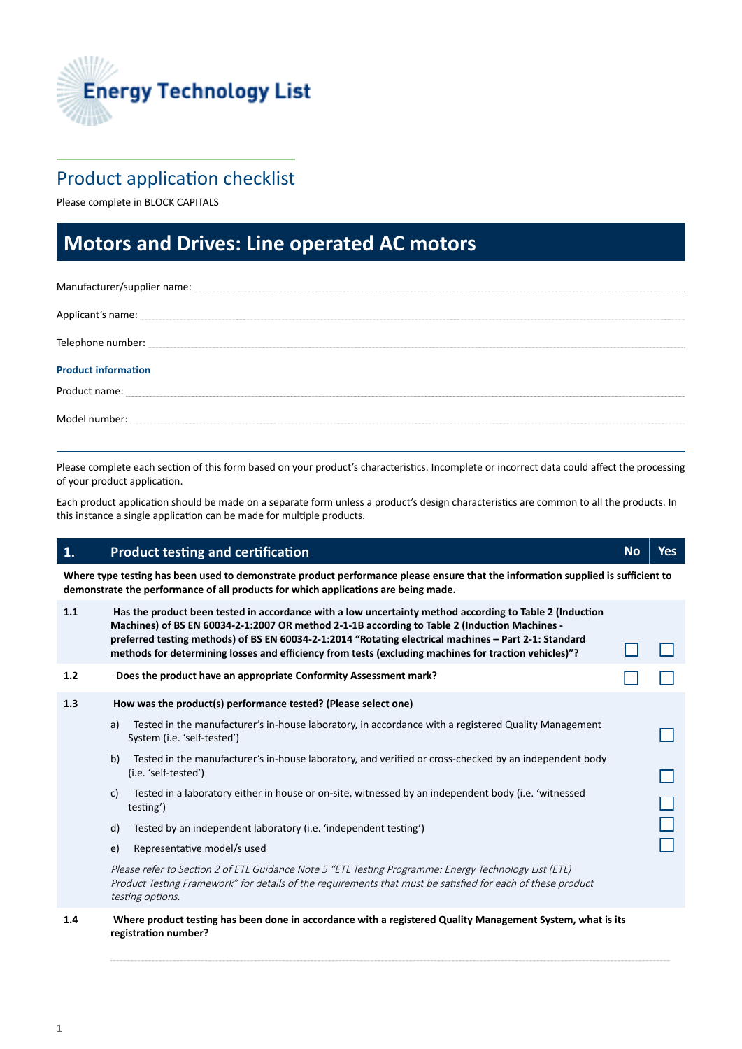Energy Technology List

## Product application checklist

Please complete in BLOCK CAPITALS

# Motors and Drives: Line operated AC motors

Manufacturer/supplier name: ______________________________

Applicant's name: ______________________________

Telephone number: ______________________________

**Product information**

Product name: ______________________________

Model number: ______________________________

Please complete each section of this form based on your product's characteristics. Incomplete or incorrect data could affect the processing of your product application.

Each product application should be made on a separate form unless a product's design characteristics are common to all the products. In this instance a single application can be made for multiple products.

| 1. | Product testing and certification | No | Yes |
|---|---|---|---|
| | **Where type testing has been used to demonstrate product performance please ensure that the information supplied is sufficient to demonstrate the performance of all products for which applications are being made.** | | |
| 1.1 | **Has the product been tested in accordance with a low uncertainty method according to Table 2 (Induction Machines) of BS EN 60034-2-1:2007 OR method 2-1-1B according to Table 2 (Induction Machines - preferred testing methods) of BS EN 60034-2-1:2014 "Rotating electrical machines – Part 2-1: Standard methods for determining losses and efficiency from tests (excluding machines for traction vehicles)"?** | ☐ | ☐ |
| 1.2 | **Does the product have an appropriate Conformity Assessment mark?** | ☐ | ☐ |
| 1.3 | **How was the product(s) performance tested? (Please select one)** | | |
| | a) Tested in the manufacturer's in-house laboratory, in accordance with a registered Quality Management System (i.e. 'self-tested') | | ☐ |
| | b) Tested in the manufacturer's in-house laboratory, and verified or cross-checked by an independent body (i.e. 'self-tested') | | ☐ |
| | c) Tested in a laboratory either in house or on-site, witnessed by an independent body (i.e. 'witnessed testing') | | ☐ |
| | d) Tested by an independent laboratory (i.e. 'independent testing') | | ☐ |
| | e) Representative model/s used | | ☐ |
| | *Please refer to Section 2 of ETL Guidance Note 5 "ETL Testing Programme: Energy Technology List (ETL) Product Testing Framework" for details of the requirements that must be satisfied for each of these product testing options.* | | |
| 1.4 | **Where product testing has been done in accordance with a registered Quality Management System, what is its registration number?** | | |
| | ______________________________ | | |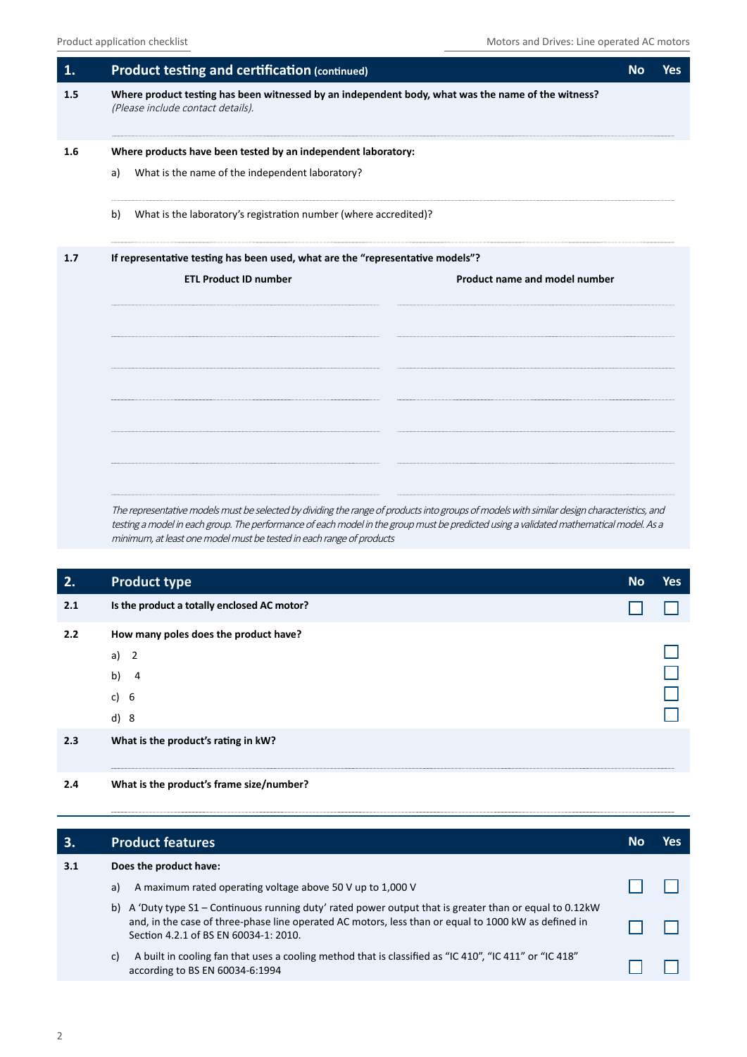## 1. Product testing and certification (continued)

| | | No | Yes |
|---|---|---|---|
| 1.5 | **Where product testing has been witnessed by an independent body, what was the name of the witness?** *(Please include contact details).* | | |

**1.6 Where products have been tested by an independent laboratory:**

a) What is the name of the independent laboratory?

b) What is the laboratory's registration number (where accredited)?

**1.7 If representative testing has been used, what are the "representative models"?**

| ETL Product ID number | Product name and model number |
|---|---|
| | |
| | |
| | |
| | |
| | |
| | |
| | |

*The representative models must be selected by dividing the range of products into groups of models with similar design characteristics, and testing a model in each group. The performance of each model in the group must be predicted using a validated mathematical model. As a minimum, at least one model must be tested in each range of products*

## 2. Product type

| | | No | Yes |
|---|---|---|---|
| 2.1 | **Is the product a totally enclosed AC motor?** | ☐ | ☐ |
| 2.2 | **How many poles does the product have?** | | |
| | a) 2 | | ☐ |
| | b) 4 | | ☐ |
| | c) 6 | | ☐ |
| | d) 8 | | ☐ |
| 2.3 | **What is the product's rating in kW?** | | |
| 2.4 | **What is the product's frame size/number?** | | |

## 3. Product features

| | | No | Yes |
|---|---|---|---|
| 3.1 | **Does the product have:** | | |
| | a) A maximum rated operating voltage above 50 V up to 1,000 V | ☐ | ☐ |
| | b) A 'Duty type S1 – Continuous running duty' rated power output that is greater than or equal to 0.12kW and, in the case of three-phase line operated AC motors, less than or equal to 1000 kW as defined in Section 4.2.1 of BS EN 60034-1: 2010. | ☐ | ☐ |
| | c) A built in cooling fan that uses a cooling method that is classified as "IC 410", "IC 411" or "IC 418" according to BS EN 60034-6:1994 | ☐ | ☐ |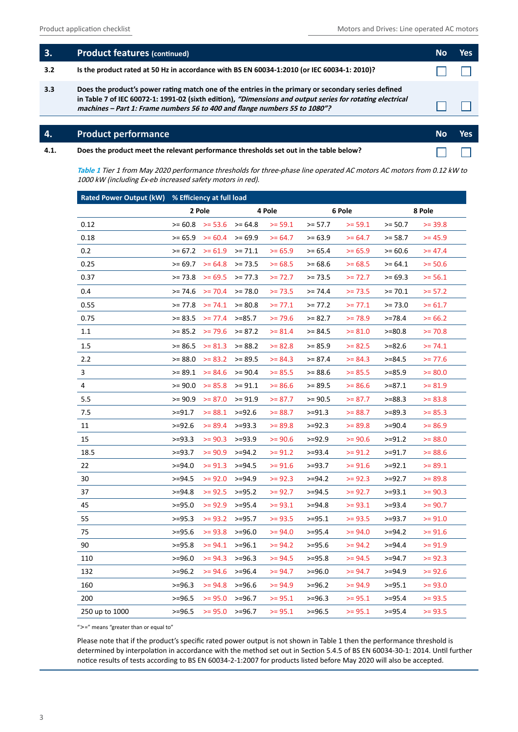## 3. Product features (continued)

| | | No | Yes |
|---|---|---|---|
| 3.2 | **Is the product rated at 50 Hz in accordance with BS EN 60034-1:2010 (or IEC 60034-1: 2010)?** | ☐ | ☐ |
| 3.3 | **Does the product's power rating match one of the entries in the primary or secondary series defined in Table 7 of IEC 60072-1: 1991-02 (sixth edition), *"Dimensions and output series for rotating electrical machines – Part 1: Frame numbers 56 to 400 and flange numbers 55 to 1080"*?** | ☐ | ☐ |

## 4. Product performance

| | | No | Yes |
|---|---|---|---|
| 4.1. | **Does the product meet the relevant performance thresholds set out in the table below?** | ☐ | ☐ |

*Table 1 Tier 1 from May 2020 performance thresholds for three-phase line operated AC motors AC motors from 0.12 kW to 1000 kW (including Ex-eb increased safety motors in red).*

| Rated Power Output (kW) | % Efficiency at full load | | | | | | | |
|---|---|---|---|---|---|---|---|---|
| | 2 Pole | | 4 Pole | | 6 Pole | | 8 Pole | |
| 0.12 | >= 60.8 | >= 53.6 | >= 64.8 | >= 59.1 | >= 57.7 | >= 59.1 | >= 50.7 | >= 39.8 |
| 0.18 | >= 65.9 | >= 60.4 | >= 69.9 | >= 64.7 | >= 63.9 | >= 64.7 | >= 58.7 | >= 45.9 |
| 0.2 | >= 67.2 | >= 61.9 | >= 71.1 | >= 65.9 | >= 65.4 | >= 65.9 | >= 60.6 | >= 47.4 |
| 0.25 | >= 69.7 | >= 64.8 | >= 73.5 | >= 68.5 | >= 68.6 | >= 68.5 | >= 64.1 | >= 50.6 |
| 0.37 | >= 73.8 | >= 69.5 | >= 77.3 | >= 72.7 | >= 73.5 | >= 72.7 | >= 69.3 | >= 56.1 |
| 0.4 | >= 74.6 | >= 70.4 | >= 78.0 | >= 73.5 | >= 74.4 | >= 73.5 | >= 70.1 | >= 57.2 |
| 0.55 | >= 77.8 | >= 74.1 | >= 80.8 | >= 77.1 | >= 77.2 | >= 77.1 | >= 73.0 | >= 61.7 |
| 0.75 | >= 83.5 | >= 77.4 | >=85.7 | >= 79.6 | >= 82.7 | >= 78.9 | >=78.4 | >= 66.2 |
| 1.1 | >= 85.2 | >= 79.6 | >= 87.2 | >= 81.4 | >= 84.5 | >= 81.0 | >=80.8 | >= 70.8 |
| 1.5 | >= 86.5 | >= 81.3 | >= 88.2 | >= 82.8 | >= 85.9 | >= 82.5 | >=82.6 | >= 74.1 |
| 2.2 | >= 88.0 | >= 83.2 | >= 89.5 | >= 84.3 | >= 87.4 | >= 84.3 | >=84.5 | >= 77.6 |
| 3 | >= 89.1 | >= 84.6 | >= 90.4 | >= 85.5 | >= 88.6 | >= 85.5 | >=85.9 | >= 80.0 |
| 4 | >= 90.0 | >= 85.8 | >= 91.1 | >= 86.6 | >= 89.5 | >= 86.6 | >=87.1 | >= 81.9 |
| 5.5 | >= 90.9 | >= 87.0 | >= 91.9 | >= 87.7 | >= 90.5 | >= 87.7 | >=88.3 | >= 83.8 |
| 7.5 | >=91.7 | >= 88.1 | >=92.6 | >= 88.7 | >=91.3 | >= 88.7 | >=89.3 | >= 85.3 |
| 11 | >=92.6 | >= 89.4 | >=93.3 | >= 89.8 | >=92.3 | >= 89.8 | >=90.4 | >= 86.9 |
| 15 | >=93.3 | >= 90.3 | >=93.9 | >= 90.6 | >=92.9 | >= 90.6 | >=91.2 | >= 88.0 |
| 18.5 | >=93.7 | >= 90.9 | >=94.2 | >= 91.2 | >=93.4 | >= 91.2 | >=91.7 | >= 88.6 |
| 22 | >=94.0 | >= 91.3 | >=94.5 | >= 91.6 | >=93.7 | >= 91.6 | >=92.1 | >= 89.1 |
| 30 | >=94.5 | >= 92.0 | >=94.9 | >= 92.3 | >=94.2 | >= 92.3 | >=92.7 | >= 89.8 |
| 37 | >=94.8 | >= 92.5 | >=95.2 | >= 92.7 | >=94.5 | >= 92.7 | >=93.1 | >= 90.3 |
| 45 | >=95.0 | >= 92.9 | >=95.4 | >= 93.1 | >=94.8 | >= 93.1 | >=93.4 | >= 90.7 |
| 55 | >=95.3 | >= 93.2 | >=95.7 | >= 93.5 | >=95.1 | >= 93.5 | >=93.7 | >= 91.0 |
| 75 | >=95.6 | >= 93.8 | >=96.0 | >= 94.0 | >=95.4 | >= 94.0 | >=94.2 | >= 91.6 |
| 90 | >=95.8 | >= 94.1 | >=96.1 | >= 94.2 | >=95.6 | >= 94.2 | >=94.4 | >= 91.9 |
| 110 | >=96.0 | >= 94.3 | >=96.3 | >= 94.5 | >=95.8 | >= 94.5 | >=94.7 | >= 92.3 |
| 132 | >=96.2 | >= 94.6 | >=96.4 | >= 94.7 | >=96.0 | >= 94.7 | >=94.9 | >= 92.6 |
| 160 | >=96.3 | >= 94.8 | >=96.6 | >= 94.9 | >=96.2 | >= 94.9 | >=95.1 | >= 93.0 |
| 200 | >=96.5 | >= 95.0 | >=96.7 | >= 95.1 | >=96.3 | >= 95.1 | >=95.4 | >= 93.5 |
| 250 up to 1000 | >=96.5 | >= 95.0 | >=96.7 | >= 95.1 | >=96.5 | >= 95.1 | >=95.4 | >= 93.5 |

">=" means "greater than or equal to"

Please note that if the product's specific rated power output is not shown in Table 1 then the performance threshold is determined by interpolation in accordance with the method set out in Section 5.4.5 of BS EN 60034-30-1: 2014. Until further notice results of tests according to BS EN 60034-2-1:2007 for products listed before May 2020 will also be accepted.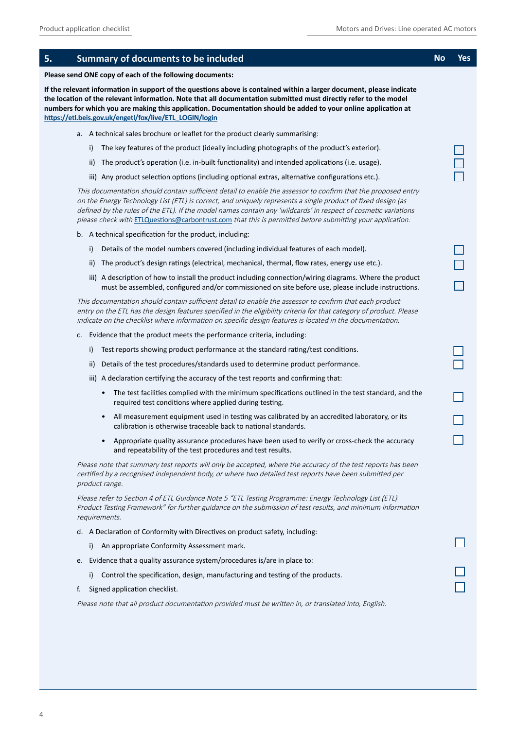## 5. Summary of documents to be included

**No | Yes**

**Please send ONE copy of each of the following documents:**

**If the relevant information in support of the questions above is contained within a larger document, please indicate the location of the relevant information. Note that all documentation submitted must directly refer to the model numbers for which you are making this application. Documentation should be added to your online application at [https://etl.beis.gov.uk/engetl/fox/live/ETL_LOGIN/login](https://etl.beis.gov.uk/engetl/fox/live/ETL_LOGIN/login)**

a. A technical sales brochure or leaflet for the product clearly summarising:

   i) The key features of the product (ideally including photographs of the product's exterior). ☐

   ii) The product's operation (i.e. in-built functionality) and intended applications (i.e. usage). ☐

   iii) Any product selection options (including optional extras, alternative configurations etc.). ☐

*This documentation should contain sufficient detail to enable the assessor to confirm that the proposed entry on the Energy Technology List (ETL) is correct, and uniquely represents a single product of fixed design (as defined by the rules of the ETL). If the model names contain any 'wildcards' in respect of cosmetic variations please check with ETLQuestions@carbontrust.com that this is permitted before submitting your application.*

b. A technical specification for the product, including:

   i) Details of the model numbers covered (including individual features of each model). ☐

   ii) The product's design ratings (electrical, mechanical, thermal, flow rates, energy use etc.). ☐

   iii) A description of how to install the product including connection/wiring diagrams. Where the product must be assembled, configured and/or commissioned on site before use, please include instructions. ☐

*This documentation should contain sufficient detail to enable the assessor to confirm that each product entry on the ETL has the design features specified in the eligibility criteria for that category of product. Please indicate on the checklist where information on specific design features is located in the documentation.*

c. Evidence that the product meets the performance criteria, including:

   i) Test reports showing product performance at the standard rating/test conditions. ☐

   ii) Details of the test procedures/standards used to determine product performance. ☐

   iii) A declaration certifying the accuracy of the test reports and confirming that:

   - The test facilities complied with the minimum specifications outlined in the test standard, and the required test conditions where applied during testing. ☐
   - All measurement equipment used in testing was calibrated by an accredited laboratory, or its calibration is otherwise traceable back to national standards. ☐
   - Appropriate quality assurance procedures have been used to verify or cross-check the accuracy and repeatability of the test procedures and test results. ☐

*Please note that summary test reports will only be accepted, where the accuracy of the test reports has been certified by a recognised independent body, or where two detailed test reports have been submitted per product range.*

*Please refer to Section 4 of ETL Guidance Note 5 "ETL Testing Programme: Energy Technology List (ETL) Product Testing Framework" for further guidance on the submission of test results, and minimum information requirements.*

d. A Declaration of Conformity with Directives on product safety, including:

   i) An appropriate Conformity Assessment mark. ☐

e. Evidence that a quality assurance system/procedures is/are in place to:

   i) Control the specification, design, manufacturing and testing of the products. ☐

f. Signed application checklist. ☐

*Please note that all product documentation provided must be written in, or translated into, English.*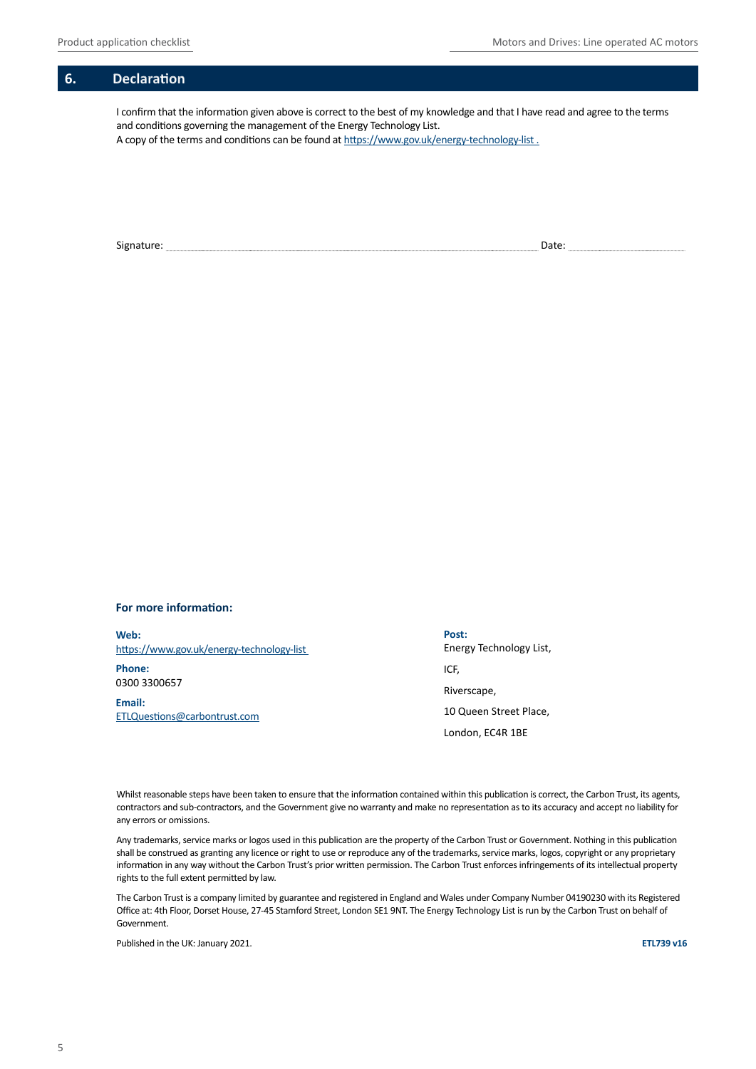## 6. Declaration

I confirm that the information given above is correct to the best of my knowledge and that I have read and agree to the terms and conditions governing the management of the Energy Technology List.
A copy of the terms and conditions can be found at https://www.gov.uk/energy-technology-list .

Signature: ______________________________ Date: ______________

**For more information:**

**Web:**
https://www.gov.uk/energy-technology-list

**Phone:**
0300 3300657

**Email:**
ETLQuestions@carbontrust.com

**Post:**
Energy Technology List,

ICF,

Riverscape,

10 Queen Street Place,

London, EC4R 1BE

Whilst reasonable steps have been taken to ensure that the information contained within this publication is correct, the Carbon Trust, its agents, contractors and sub-contractors, and the Government give no warranty and make no representation as to its accuracy and accept no liability for any errors or omissions.

Any trademarks, service marks or logos used in this publication are the property of the Carbon Trust or Government. Nothing in this publication shall be construed as granting any licence or right to use or reproduce any of the trademarks, service marks, logos, copyright or any proprietary information in any way without the Carbon Trust's prior written permission. The Carbon Trust enforces infringements of its intellectual property rights to the full extent permitted by law.

The Carbon Trust is a company limited by guarantee and registered in England and Wales under Company Number 04190230 with its Registered Office at: 4th Floor, Dorset House, 27-45 Stamford Street, London SE1 9NT. The Energy Technology List is run by the Carbon Trust on behalf of Government.

Published in the UK: January 2021.

**ETL739 v16**